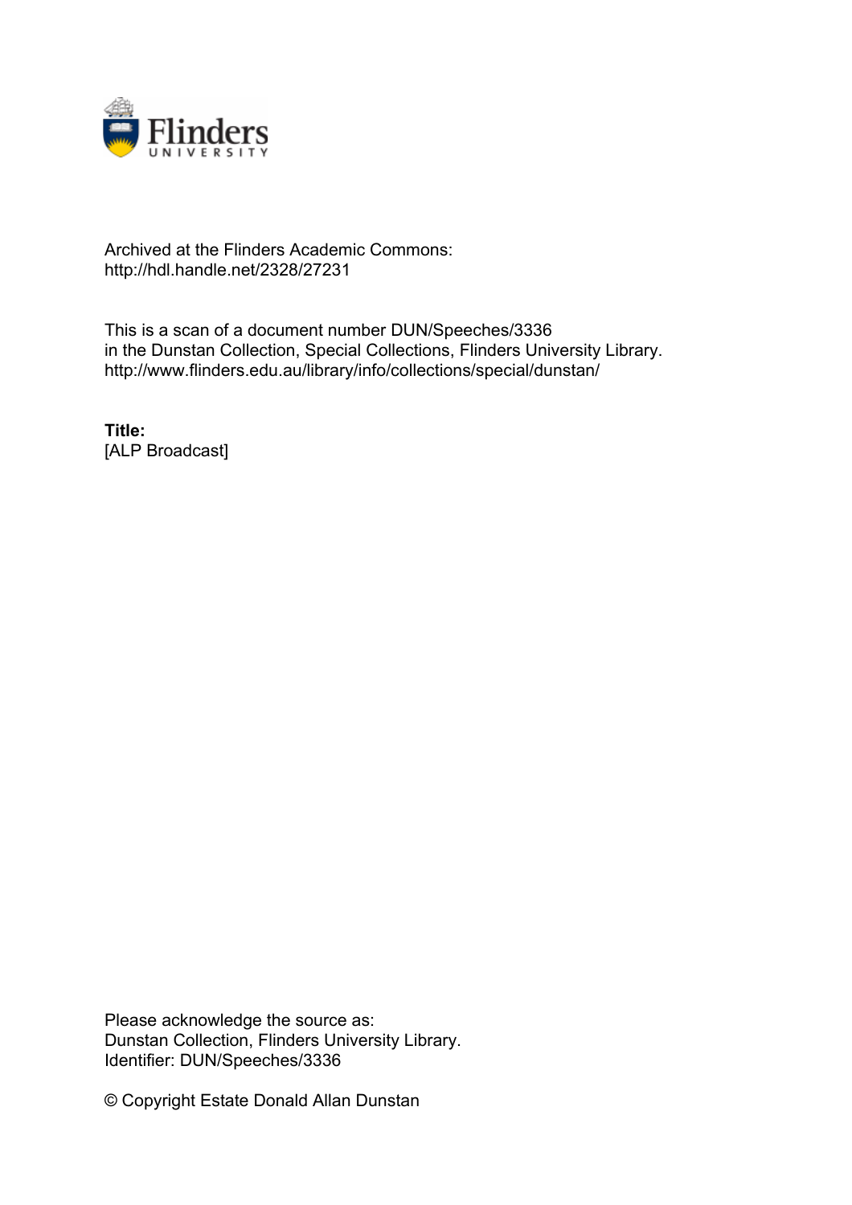Archived at the Flinders Academic Commons:
http://hdl.handle.net/2328/27231

This is a scan of a document number DUN/Speeches/3336
in the Dunstan Collection, Special Collections, Flinders University Library.
http://www.flinders.edu.au/library/info/collections/special/dunstan/

**Title:**
[ALP Broadcast]

Please acknowledge the source as:
Dunstan Collection, Flinders University Library.
Identifier: DUN/Speeches/3336

© Copyright Estate Donald Allan Dunstan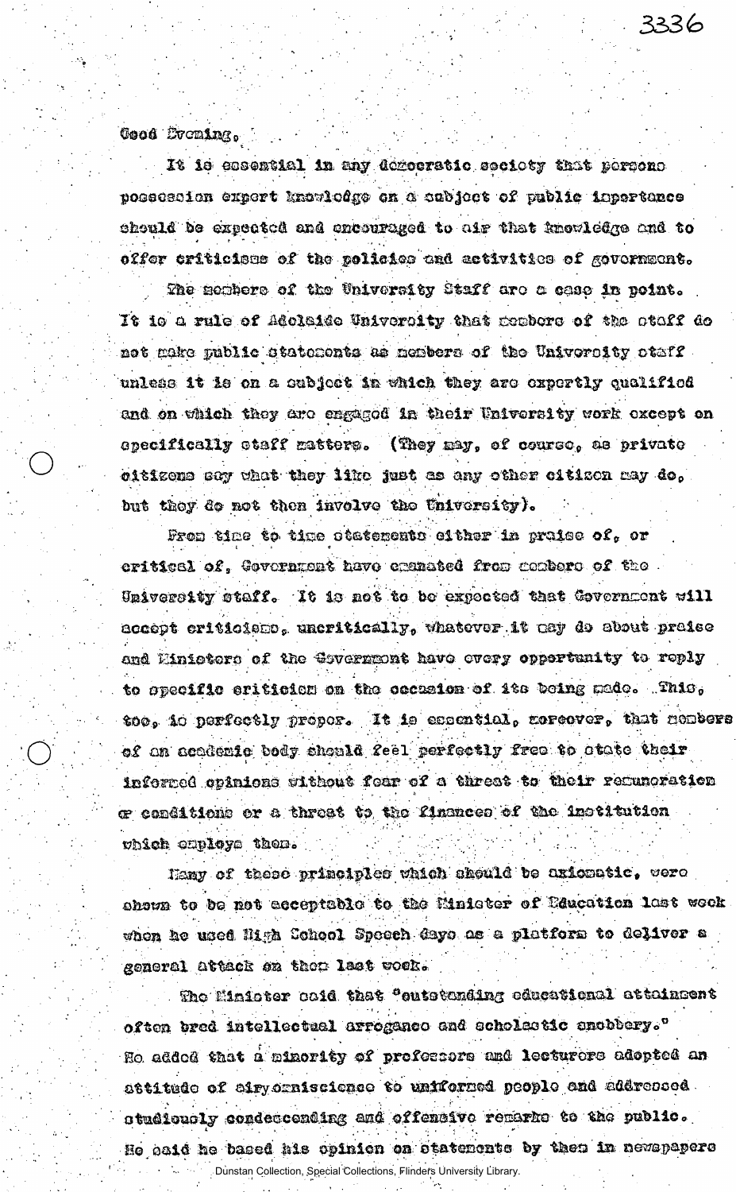Good Evening,

It is essential in any democratic society that persons possession expert knowledge on a subject of public importance should be expected and encouraged to air that knowledge and to offer criticisms of the policies and activities of government.

The members of the University Staff are a case in point. It is a rule of Adelaide University that members of the staff do not make public statements as members of the University staff unless it is on a subject in which they are expertly qualified and on which they are engaged in their University work except on specifically staff matters. (They may, of course, as private citizens say what they like just as any other citizen may do, but they do not then involve the University).

From time to time statements either in praise of, or critical of, Government have emanated from members of the University staff. It is not to be expected that Government will accept criticisms, uncritically, whatever it may do about praise and Ministers of the Government have every opportunity to reply to specific criticism on the occasion of its being made. This, too, is perfectly proper. It is essential, moreover, that members of an academic body should feel perfectly free to state their informed opinions without fear of a threat to their remuneration or conditions or a threat to the finances of the institution which employs them.

Many of these principles which should be axiomatic, were shown to be not acceptable to the Minister of Education last week when he used High School Speech days as a platform to deliver a general attack on them last week.

The Minister said that "outstanding educational attainment often bred intellectual arrogance and scholastic snobbery." He added that a minority of professors and lecturers adopted an attitude of airy omniscience to uniformed people and addressed studiously condescending and offensive remarks to the public. He said he based his opinion on statements by them in newspapers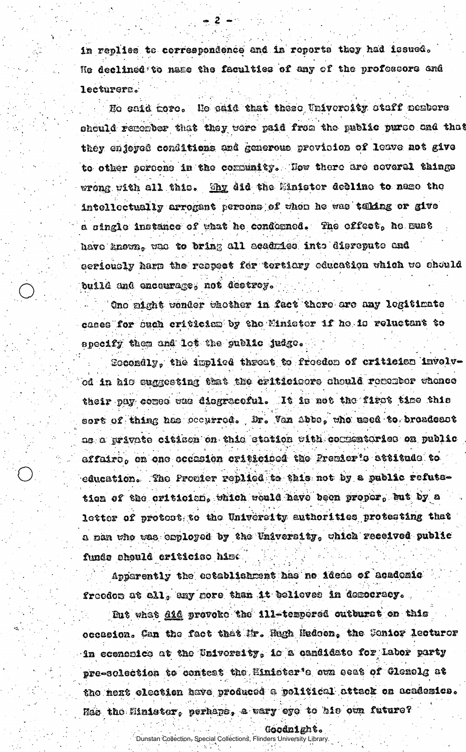in replies to correspondence and in reports they had issued. He declined to name the faculties of any of the professors and lecturers.

He said more. He said that these University staff members should remember that they were paid from the public purse and that they enjoyed conditions and generous provision of leave not give to other persons in the community. Now there are several things wrong with all this. Why did the Minister decline to name the intellectually arrogant persons of whom he was talking or give a single instance of what he condemned. The effect, he must have known, was to bring all academics into disrepute and seriously harm the respect for tertiary education which we should build and encourage, not destroy.

One might wonder whether in fact there are any legitimate cases for such criticism by the Minister if he is reluctant to specify them and let the public judge.

Secondly, the implied threat to freedom of criticism involved in his suggesting that the criticisers should remember whence their pay comes was disgraceful. It is not the first time this sort of thing has occurred. Dr. Van Abbe, who used to broadcast as a private citizen on this station with commentaries on public affairs, on one occasion criticised the Premier's attitude to education. The Premier replied to this not by a public refutation of the criticism, which would have been proper, but by a letter of protest to the University authorities protesting that a man who was employed by the University, which received public funds should criticise him.

Apparently the establishment has no ideas of academic freedom at all, any more than it believes in democracy.

But what did provoke the ill-tempered outburst on this occasion. Can the fact that Mr. Hugh Hudson, the Senior lecturer in economics at the University, is a candidate for Labor party pre-selection to contest the Minister's own seat of Glenelg at the next election have produced a political attack on academics. Has the Minister, perhaps, a wary eye to his own future?

Goodnight.

Dunstan Collection, Special Collections, Flinders University Library.